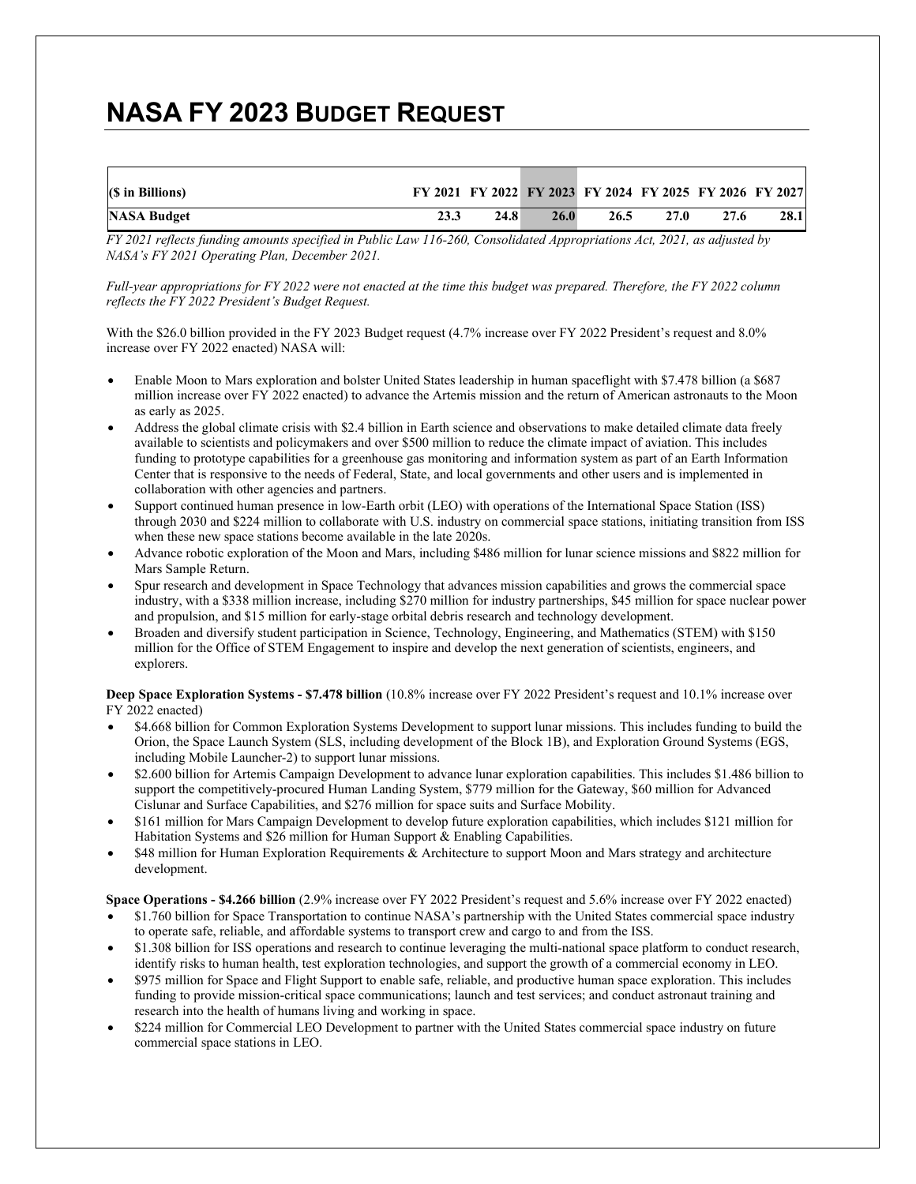# NASA FY 2023 BUDGET REQUEST

| ($ in Billions) | FY 2021 | FY 2022 | FY 2023 | FY 2024 | FY 2025 | FY 2026 | FY 2027 |
|---|---|---|---|---|---|---|---|
| **NASA Budget** | **23.3** | **24.8** | **26.0** | **26.5** | **27.0** | **27.6** | **28.1** |

*FY 2021 reflects funding amounts specified in Public Law 116-260, Consolidated Appropriations Act, 2021, as adjusted by NASA's FY 2021 Operating Plan, December 2021.*

*Full-year appropriations for FY 2022 were not enacted at the time this budget was prepared. Therefore, the FY 2022 column reflects the FY 2022 President's Budget Request.*

With the $26.0 billion provided in the FY 2023 Budget request (4.7% increase over FY 2022 President's request and 8.0% increase over FY 2022 enacted) NASA will:

- Enable Moon to Mars exploration and bolster United States leadership in human spaceflight with $7.478 billion (a $687 million increase over FY 2022 enacted) to advance the Artemis mission and the return of American astronauts to the Moon as early as 2025.
- Address the global climate crisis with $2.4 billion in Earth science and observations to make detailed climate data freely available to scientists and policymakers and over $500 million to reduce the climate impact of aviation. This includes funding to prototype capabilities for a greenhouse gas monitoring and information system as part of an Earth Information Center that is responsive to the needs of Federal, State, and local governments and other users and is implemented in collaboration with other agencies and partners.
- Support continued human presence in low-Earth orbit (LEO) with operations of the International Space Station (ISS) through 2030 and $224 million to collaborate with U.S. industry on commercial space stations, initiating transition from ISS when these new space stations become available in the late 2020s.
- Advance robotic exploration of the Moon and Mars, including $486 million for lunar science missions and $822 million for Mars Sample Return.
- Spur research and development in Space Technology that advances mission capabilities and grows the commercial space industry, with a $338 million increase, including $270 million for industry partnerships, $45 million for space nuclear power and propulsion, and $15 million for early-stage orbital debris research and technology development.
- Broaden and diversify student participation in Science, Technology, Engineering, and Mathematics (STEM) with $150 million for the Office of STEM Engagement to inspire and develop the next generation of scientists, engineers, and explorers.

**Deep Space Exploration Systems - $7.478 billion** (10.8% increase over FY 2022 President's request and 10.1% increase over FY 2022 enacted)

- $4.668 billion for Common Exploration Systems Development to support lunar missions. This includes funding to build the Orion, the Space Launch System (SLS, including development of the Block 1B), and Exploration Ground Systems (EGS, including Mobile Launcher-2) to support lunar missions.
- $2.600 billion for Artemis Campaign Development to advance lunar exploration capabilities. This includes $1.486 billion to support the competitively-procured Human Landing System, $779 million for the Gateway, $60 million for Advanced Cislunar and Surface Capabilities, and $276 million for space suits and Surface Mobility.
- $161 million for Mars Campaign Development to develop future exploration capabilities, which includes $121 million for Habitation Systems and $26 million for Human Support & Enabling Capabilities.
- $48 million for Human Exploration Requirements & Architecture to support Moon and Mars strategy and architecture development.

**Space Operations - $4.266 billion** (2.9% increase over FY 2022 President's request and 5.6% increase over FY 2022 enacted)

- $1.760 billion for Space Transportation to continue NASA's partnership with the United States commercial space industry to operate safe, reliable, and affordable systems to transport crew and cargo to and from the ISS.
- $1.308 billion for ISS operations and research to continue leveraging the multi-national space platform to conduct research, identify risks to human health, test exploration technologies, and support the growth of a commercial economy in LEO.
- $975 million for Space and Flight Support to enable safe, reliable, and productive human space exploration. This includes funding to provide mission-critical space communications; launch and test services; and conduct astronaut training and research into the health of humans living and working in space.
- $224 million for Commercial LEO Development to partner with the United States commercial space industry on future commercial space stations in LEO.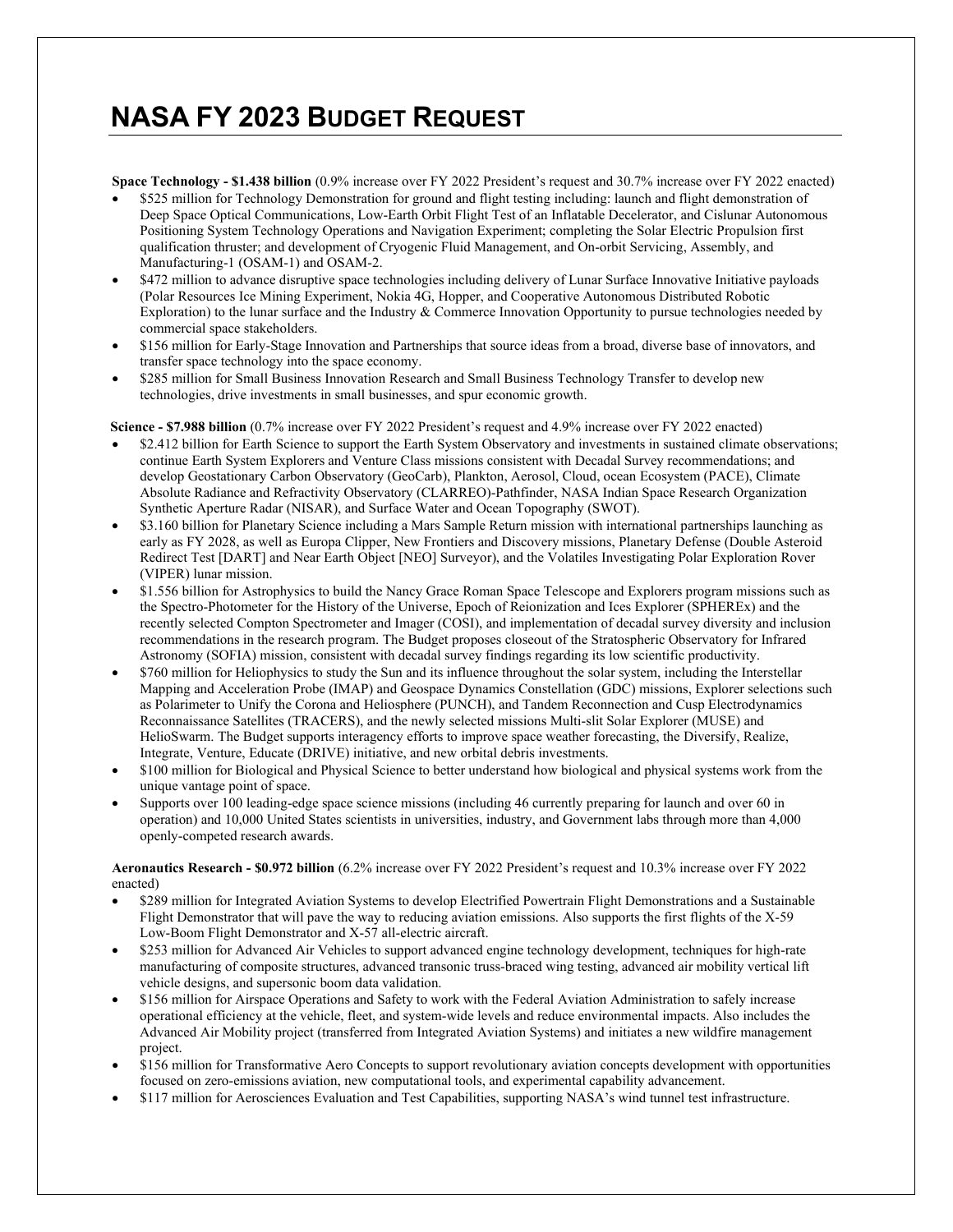# NASA FY 2023 BUDGET REQUEST

**Space Technology - $1.438 billion** (0.9% increase over FY 2022 President's request and 30.7% increase over FY 2022 enacted)

- $525 million for Technology Demonstration for ground and flight testing including: launch and flight demonstration of Deep Space Optical Communications, Low-Earth Orbit Flight Test of an Inflatable Decelerator, and Cislunar Autonomous Positioning System Technology Operations and Navigation Experiment; completing the Solar Electric Propulsion first qualification thruster; and development of Cryogenic Fluid Management, and On-orbit Servicing, Assembly, and Manufacturing-1 (OSAM-1) and OSAM-2.
- $472 million to advance disruptive space technologies including delivery of Lunar Surface Innovative Initiative payloads (Polar Resources Ice Mining Experiment, Nokia 4G, Hopper, and Cooperative Autonomous Distributed Robotic Exploration) to the lunar surface and the Industry & Commerce Innovation Opportunity to pursue technologies needed by commercial space stakeholders.
- $156 million for Early-Stage Innovation and Partnerships that source ideas from a broad, diverse base of innovators, and transfer space technology into the space economy.
- $285 million for Small Business Innovation Research and Small Business Technology Transfer to develop new technologies, drive investments in small businesses, and spur economic growth.

**Science - $7.988 billion** (0.7% increase over FY 2022 President's request and 4.9% increase over FY 2022 enacted)

- $2.412 billion for Earth Science to support the Earth System Observatory and investments in sustained climate observations; continue Earth System Explorers and Venture Class missions consistent with Decadal Survey recommendations; and develop Geostationary Carbon Observatory (GeoCarb), Plankton, Aerosol, Cloud, ocean Ecosystem (PACE), Climate Absolute Radiance and Refractivity Observatory (CLARREO)-Pathfinder, NASA Indian Space Research Organization Synthetic Aperture Radar (NISAR), and Surface Water and Ocean Topography (SWOT).
- $3.160 billion for Planetary Science including a Mars Sample Return mission with international partnerships launching as early as FY 2028, as well as Europa Clipper, New Frontiers and Discovery missions, Planetary Defense (Double Asteroid Redirect Test [DART] and Near Earth Object [NEO] Surveyor), and the Volatiles Investigating Polar Exploration Rover (VIPER) lunar mission.
- $1.556 billion for Astrophysics to build the Nancy Grace Roman Space Telescope and Explorers program missions such as the Spectro-Photometer for the History of the Universe, Epoch of Reionization and Ices Explorer (SPHEREx) and the recently selected Compton Spectrometer and Imager (COSI), and implementation of decadal survey diversity and inclusion recommendations in the research program. The Budget proposes closeout of the Stratospheric Observatory for Infrared Astronomy (SOFIA) mission, consistent with decadal survey findings regarding its low scientific productivity.
- $760 million for Heliophysics to study the Sun and its influence throughout the solar system, including the Interstellar Mapping and Acceleration Probe (IMAP) and Geospace Dynamics Constellation (GDC) missions, Explorer selections such as Polarimeter to Unify the Corona and Heliosphere (PUNCH), and Tandem Reconnection and Cusp Electrodynamics Reconnaissance Satellites (TRACERS), and the newly selected missions Multi-slit Solar Explorer (MUSE) and HelioSwarm. The Budget supports interagency efforts to improve space weather forecasting, the Diversify, Realize, Integrate, Venture, Educate (DRIVE) initiative, and new orbital debris investments.
- $100 million for Biological and Physical Science to better understand how biological and physical systems work from the unique vantage point of space.
- Supports over 100 leading-edge space science missions (including 46 currently preparing for launch and over 60 in operation) and 10,000 United States scientists in universities, industry, and Government labs through more than 4,000 openly-competed research awards.

**Aeronautics Research - $0.972 billion** (6.2% increase over FY 2022 President's request and 10.3% increase over FY 2022 enacted)

- $289 million for Integrated Aviation Systems to develop Electrified Powertrain Flight Demonstrations and a Sustainable Flight Demonstrator that will pave the way to reducing aviation emissions. Also supports the first flights of the X-59 Low-Boom Flight Demonstrator and X-57 all-electric aircraft.
- $253 million for Advanced Air Vehicles to support advanced engine technology development, techniques for high-rate manufacturing of composite structures, advanced transonic truss-braced wing testing, advanced air mobility vertical lift vehicle designs, and supersonic boom data validation.
- $156 million for Airspace Operations and Safety to work with the Federal Aviation Administration to safely increase operational efficiency at the vehicle, fleet, and system-wide levels and reduce environmental impacts. Also includes the Advanced Air Mobility project (transferred from Integrated Aviation Systems) and initiates a new wildfire management project.
- $156 million for Transformative Aero Concepts to support revolutionary aviation concepts development with opportunities focused on zero-emissions aviation, new computational tools, and experimental capability advancement.
- $117 million for Aerosciences Evaluation and Test Capabilities, supporting NASA's wind tunnel test infrastructure.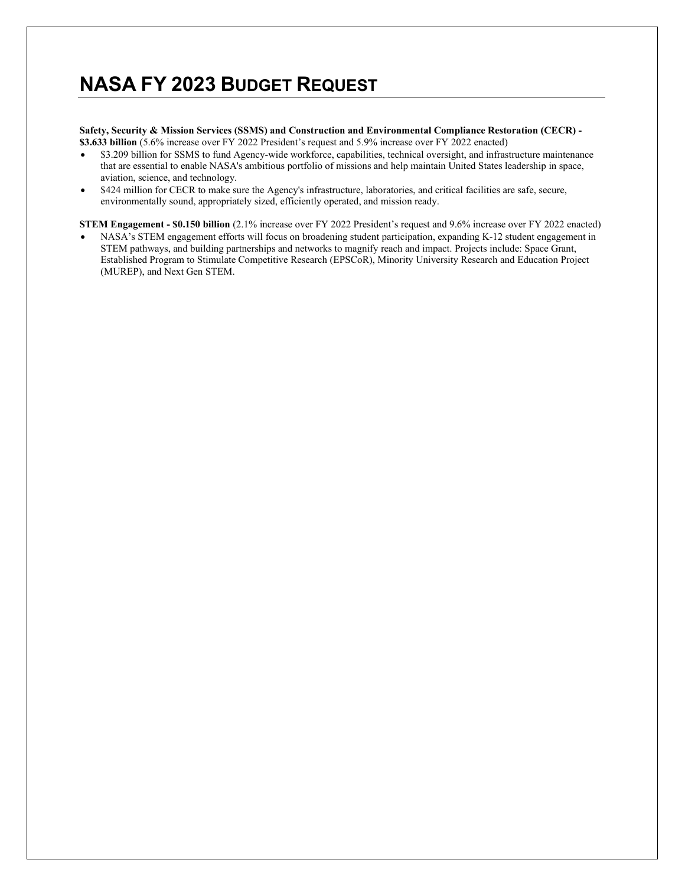# NASA FY 2023 Budget Request

**Safety, Security & Mission Services (SSMS) and Construction and Environmental Compliance Restoration (CECR) - $3.633 billion** (5.6% increase over FY 2022 President's request and 5.9% increase over FY 2022 enacted)

- $3.209 billion for SSMS to fund Agency-wide workforce, capabilities, technical oversight, and infrastructure maintenance that are essential to enable NASA's ambitious portfolio of missions and help maintain United States leadership in space, aviation, science, and technology.
- $424 million for CECR to make sure the Agency's infrastructure, laboratories, and critical facilities are safe, secure, environmentally sound, appropriately sized, efficiently operated, and mission ready.

**STEM Engagement - $0.150 billion** (2.1% increase over FY 2022 President's request and 9.6% increase over FY 2022 enacted)

- NASA's STEM engagement efforts will focus on broadening student participation, expanding K-12 student engagement in STEM pathways, and building partnerships and networks to magnify reach and impact. Projects include: Space Grant, Established Program to Stimulate Competitive Research (EPSCoR), Minority University Research and Education Project (MUREP), and Next Gen STEM.